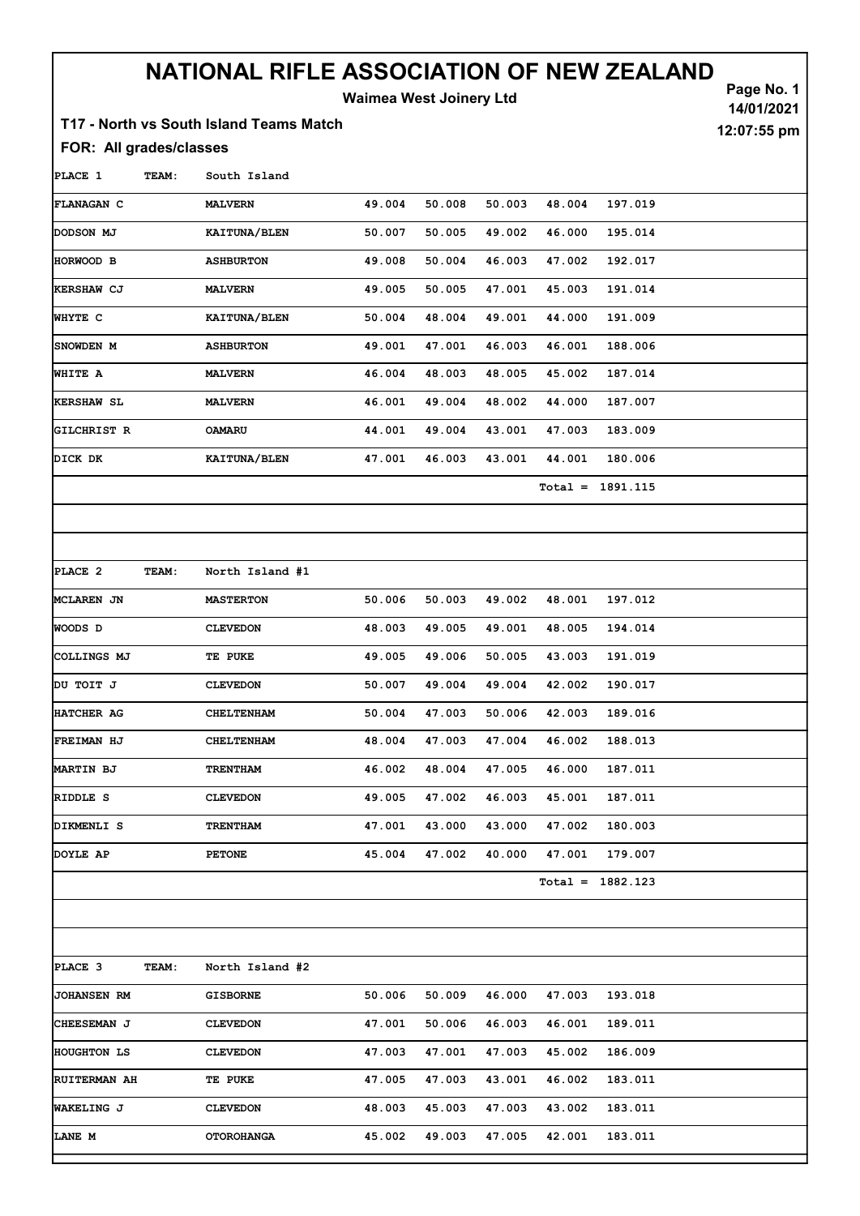# NATIONAL RIFLE ASSOCIATION OF NEW ZEALAND

**Waimea West Joinery Ltd**

Page No. 1
14/01/2021
12:07:55 pm

**T17 - North vs South Island Teams Match**

**FOR: All grades/classes**

| PLACE 1 | TEAM: South Island | | | | | |
|---|---|---|---|---|---|---|
| FLANAGAN C | MALVERN | 49.004 | 50.008 | 50.003 | 48.004 | 197.019 |
| DODSON MJ | KAITUNA/BLEN | 50.007 | 50.005 | 49.002 | 46.000 | 195.014 |
| HORWOOD B | ASHBURTON | 49.008 | 50.004 | 46.003 | 47.002 | 192.017 |
| KERSHAW CJ | MALVERN | 49.005 | 50.005 | 47.001 | 45.003 | 191.014 |
| WHYTE C | KAITUNA/BLEN | 50.004 | 48.004 | 49.001 | 44.000 | 191.009 |
| SNOWDEN M | ASHBURTON | 49.001 | 47.001 | 46.003 | 46.001 | 188.006 |
| WHITE A | MALVERN | 46.004 | 48.003 | 48.005 | 45.002 | 187.014 |
| KERSHAW SL | MALVERN | 46.001 | 49.004 | 48.002 | 44.000 | 187.007 |
| GILCHRIST R | OAMARU | 44.001 | 49.004 | 43.001 | 47.003 | 183.009 |
| DICK DK | KAITUNA/BLEN | 47.001 | 46.003 | 43.001 | 44.001 | 180.006 |
| | | | | | Total = | 1891.115 |

| PLACE 2 | TEAM: North Island #1 | | | | | |
|---|---|---|---|---|---|---|
| MCLAREN JN | MASTERTON | 50.006 | 50.003 | 49.002 | 48.001 | 197.012 |
| WOODS D | CLEVEDON | 48.003 | 49.005 | 49.001 | 48.005 | 194.014 |
| COLLINGS MJ | TE PUKE | 49.005 | 49.006 | 50.005 | 43.003 | 191.019 |
| DU TOIT J | CLEVEDON | 50.007 | 49.004 | 49.004 | 42.002 | 190.017 |
| HATCHER AG | CHELTENHAM | 50.004 | 47.003 | 50.006 | 42.003 | 189.016 |
| FREIMAN HJ | CHELTENHAM | 48.004 | 47.003 | 47.004 | 46.002 | 188.013 |
| MARTIN BJ | TRENTHAM | 46.002 | 48.004 | 47.005 | 46.000 | 187.011 |
| RIDDLE S | CLEVEDON | 49.005 | 47.002 | 46.003 | 45.001 | 187.011 |
| DIKMENLI S | TRENTHAM | 47.001 | 43.000 | 43.000 | 47.002 | 180.003 |
| DOYLE AP | PETONE | 45.004 | 47.002 | 40.000 | 47.001 | 179.007 |
| | | | | | Total = | 1882.123 |

| PLACE 3 | TEAM: North Island #2 | | | | | |
|---|---|---|---|---|---|---|
| JOHANSEN RM | GISBORNE | 50.006 | 50.009 | 46.000 | 47.003 | 193.018 |
| CHEESEMAN J | CLEVEDON | 47.001 | 50.006 | 46.003 | 46.001 | 189.011 |
| HOUGHTON LS | CLEVEDON | 47.003 | 47.001 | 47.003 | 45.002 | 186.009 |
| RUITERMAN AH | TE PUKE | 47.005 | 47.003 | 43.001 | 46.002 | 183.011 |
| WAKELING J | CLEVEDON | 48.003 | 45.003 | 47.003 | 43.002 | 183.011 |
| LANE M | OTOROHANGA | 45.002 | 49.003 | 47.005 | 42.001 | 183.011 |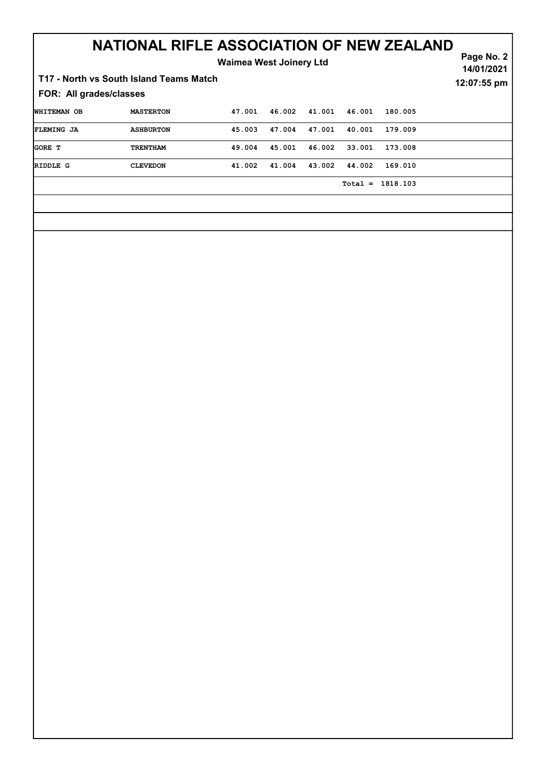# NATIONAL RIFLE ASSOCIATION OF NEW ZEALAND

**Waimea West Joinery Ltd**

Page No. 2
14/01/2021
12:07:55 pm

**T17 - North vs South Island Teams Match**

**FOR: All grades/classes**

| | | | | | | |
|---|---|---|---|---|---|---|
| WHITEMAN OB | MASTERTON | 47.001 | 46.002 | 41.001 | 46.001 | 180.005 |
| FLEMING JA | ASHBURTON | 45.003 | 47.004 | 47.001 | 40.001 | 179.009 |
| GORE T | TRENTHAM | 49.004 | 45.001 | 46.002 | 33.001 | 173.008 |
| RIDDLE G | CLEVEDON | 41.002 | 41.004 | 43.002 | 44.002 | 169.010 |
| | | | | | Total = | 1818.103 |